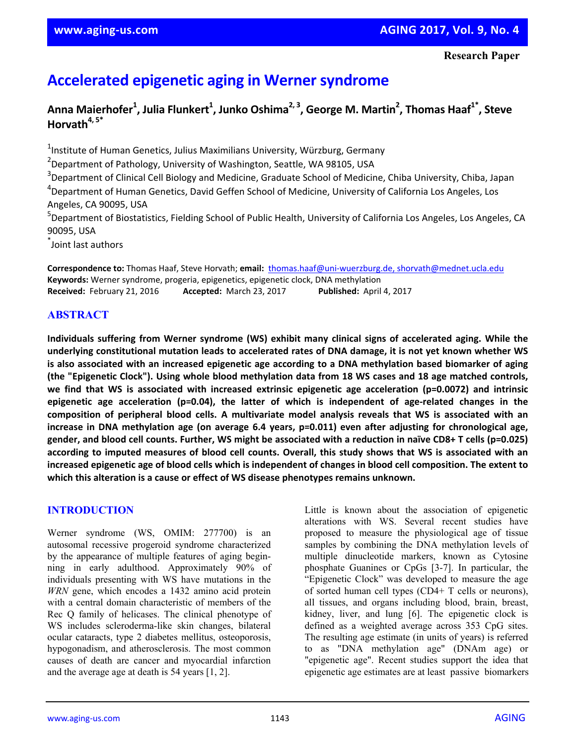Research Paper

# Accelerated epigenetic aging in Werner syndrome

**Anna Maierhofer[1], Julia Flunkert[1], Junko Oshima[2,3], George M. Martin[2], Thomas Haaf[1*], Steve Horvath[4,5*]**

[1]Institute of Human Genetics, Julius Maximilians University, Würzburg, Germany
[2]Department of Pathology, University of Washington, Seattle, WA 98105, USA
[3]Department of Clinical Cell Biology and Medicine, Graduate School of Medicine, Chiba University, Chiba, Japan
[4]Department of Human Genetics, David Geffen School of Medicine, University of California Los Angeles, Los Angeles, CA 90095, USA
[5]Department of Biostatistics, Fielding School of Public Health, University of California Los Angeles, Los Angeles, CA 90095, USA
[*]Joint last authors

**Correspondence to:** Thomas Haaf, Steve Horvath; **email:** thomas.haaf@uni-wuerzburg.de, shorvath@mednet.ucla.edu
**Keywords:** Werner syndrome, progeria, epigenetics, epigenetic clock, DNA methylation
**Received:** February 21, 2016 **Accepted:** March 23, 2017 **Published:** April 4, 2017

## ABSTRACT

**Individuals suffering from Werner syndrome (WS) exhibit many clinical signs of accelerated aging. While the underlying constitutional mutation leads to accelerated rates of DNA damage, it is not yet known whether WS is also associated with an increased epigenetic age according to a DNA methylation based biomarker of aging (the "Epigenetic Clock"). Using whole blood methylation data from 18 WS cases and 18 age matched controls, we find that WS is associated with increased extrinsic epigenetic age acceleration ($p=0.0072$) and intrinsic epigenetic age acceleration ($p=0.04$), the latter of which is independent of age-related changes in the composition of peripheral blood cells. A multivariate model analysis reveals that WS is associated with an increase in DNA methylation age (on average 6.4 years, $p=0.011$) even after adjusting for chronological age, gender, and blood cell counts. Further, WS might be associated with a reduction in naïve CD8+ T cells ($p=0.025$) according to imputed measures of blood cell counts. Overall, this study shows that WS is associated with an increased epigenetic age of blood cells which is independent of changes in blood cell composition. The extent to which this alteration is a cause or effect of WS disease phenotypes remains unknown.**

## INTRODUCTION

Werner syndrome (WS, OMIM: 277700) is an autosomal recessive progeroid syndrome characterized by the appearance of multiple features of aging beginning in early adulthood. Approximately 90% of individuals presenting with WS have mutations in the *WRN* gene, which encodes a 1432 amino acid protein with a central domain characteristic of members of the Rec Q family of helicases. The clinical phenotype of WS includes scleroderma-like skin changes, bilateral ocular cataracts, type 2 diabetes mellitus, osteoporosis, hypogonadism, and atherosclerosis. The most common causes of death are cancer and myocardial infarction and the average age at death is 54 years [1, 2].

Little is known about the association of epigenetic alterations with WS. Several recent studies have proposed to measure the physiological age of tissue samples by combining the DNA methylation levels of multiple dinucleotide markers, known as Cytosine phosphate Guanines or CpGs [3-7]. In particular, the "Epigenetic Clock" was developed to measure the age of sorted human cell types (CD4+ T cells or neurons), all tissues, and organs including blood, brain, breast, kidney, liver, and lung [6]. The epigenetic clock is defined as a weighted average across 353 CpG sites. The resulting age estimate (in units of years) is referred to as "DNA methylation age" (DNAm age) or "epigenetic age". Recent studies support the idea that epigenetic age estimates are at least passive biomarkers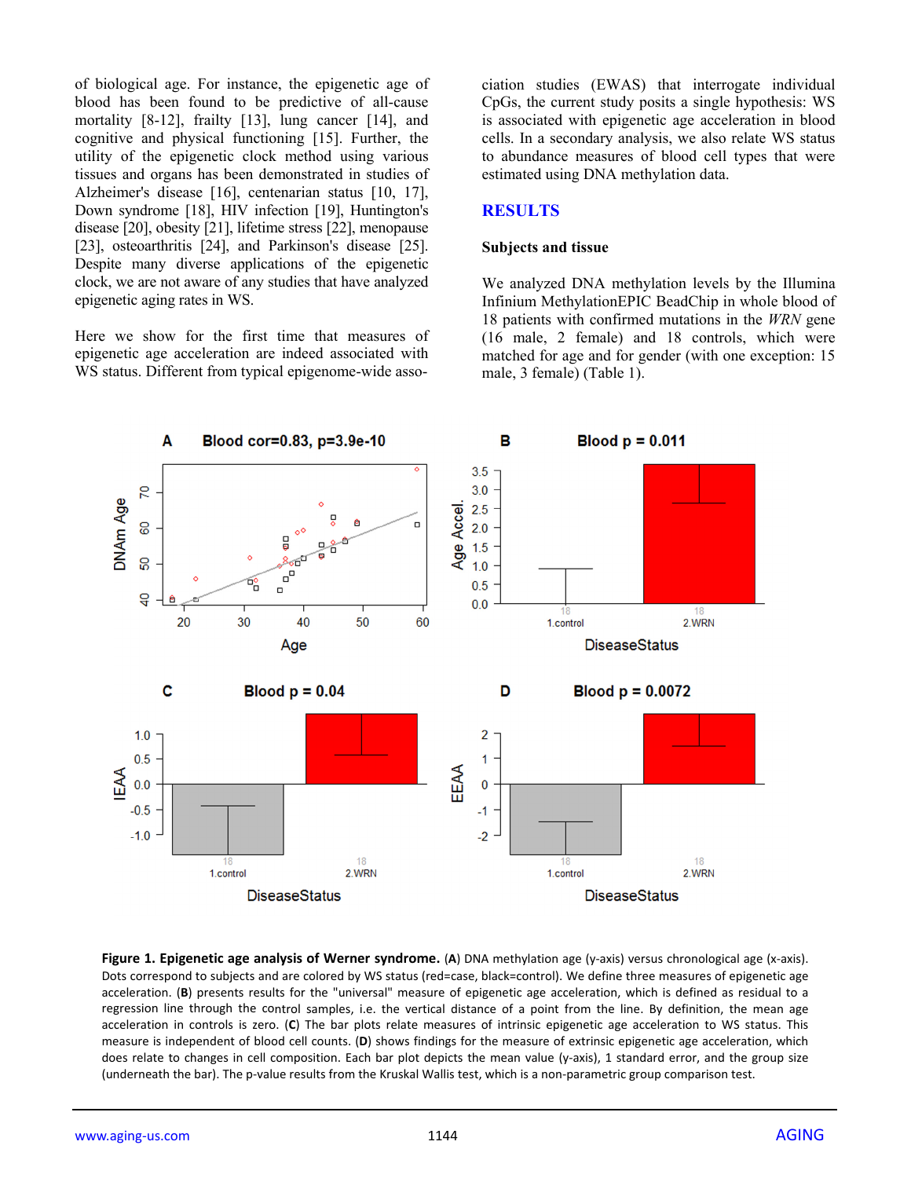of biological age. For instance, the epigenetic age of blood has been found to be predictive of all-cause mortality [8-12], frailty [13], lung cancer [14], and cognitive and physical functioning [15]. Further, the utility of the epigenetic clock method using various tissues and organs has been demonstrated in studies of Alzheimer's disease [16], centenarian status [10, 17], Down syndrome [18], HIV infection [19], Huntington's disease [20], obesity [21], lifetime stress [22], menopause [23], osteoarthritis [24], and Parkinson's disease [25]. Despite many diverse applications of the epigenetic clock, we are not aware of any studies that have analyzed epigenetic aging rates in WS.

Here we show for the first time that measures of epigenetic age acceleration are indeed associated with WS status. Different from typical epigenome-wide association studies (EWAS) that interrogate individual CpGs, the current study posits a single hypothesis: WS is associated with epigenetic age acceleration in blood cells. In a secondary analysis, we also relate WS status to abundance measures of blood cell types that were estimated using DNA methylation data.

## RESULTS

### Subjects and tissue

We analyzed DNA methylation levels by the Illumina Infinium MethylationEPIC BeadChip in whole blood of 18 patients with confirmed mutations in the *WRN* gene (16 male, 2 female) and 18 controls, which were matched for age and for gender (with one exception: 15 male, 3 female) (Table 1).

**Figure 1. Epigenetic age analysis of Werner syndrome.** (**A**) DNA methylation age (y-axis) versus chronological age (x-axis). Dots correspond to subjects and are colored by WS status (red=case, black=control). We define three measures of epigenetic age acceleration. (**B**) presents results for the "universal" measure of epigenetic age acceleration, which is defined as residual to a regression line through the control samples, i.e. the vertical distance of a point from the line. By definition, the mean age acceleration in controls is zero. (**C**) The bar plots relate measures of intrinsic epigenetic age acceleration to WS status. This measure is independent of blood cell counts. (**D**) shows findings for the measure of extrinsic epigenetic age acceleration, which does relate to changes in cell composition. Each bar plot depicts the mean value (y-axis), 1 standard error, and the group size (underneath the bar). The p-value results from the Kruskal Wallis test, which is a non-parametric group comparison test.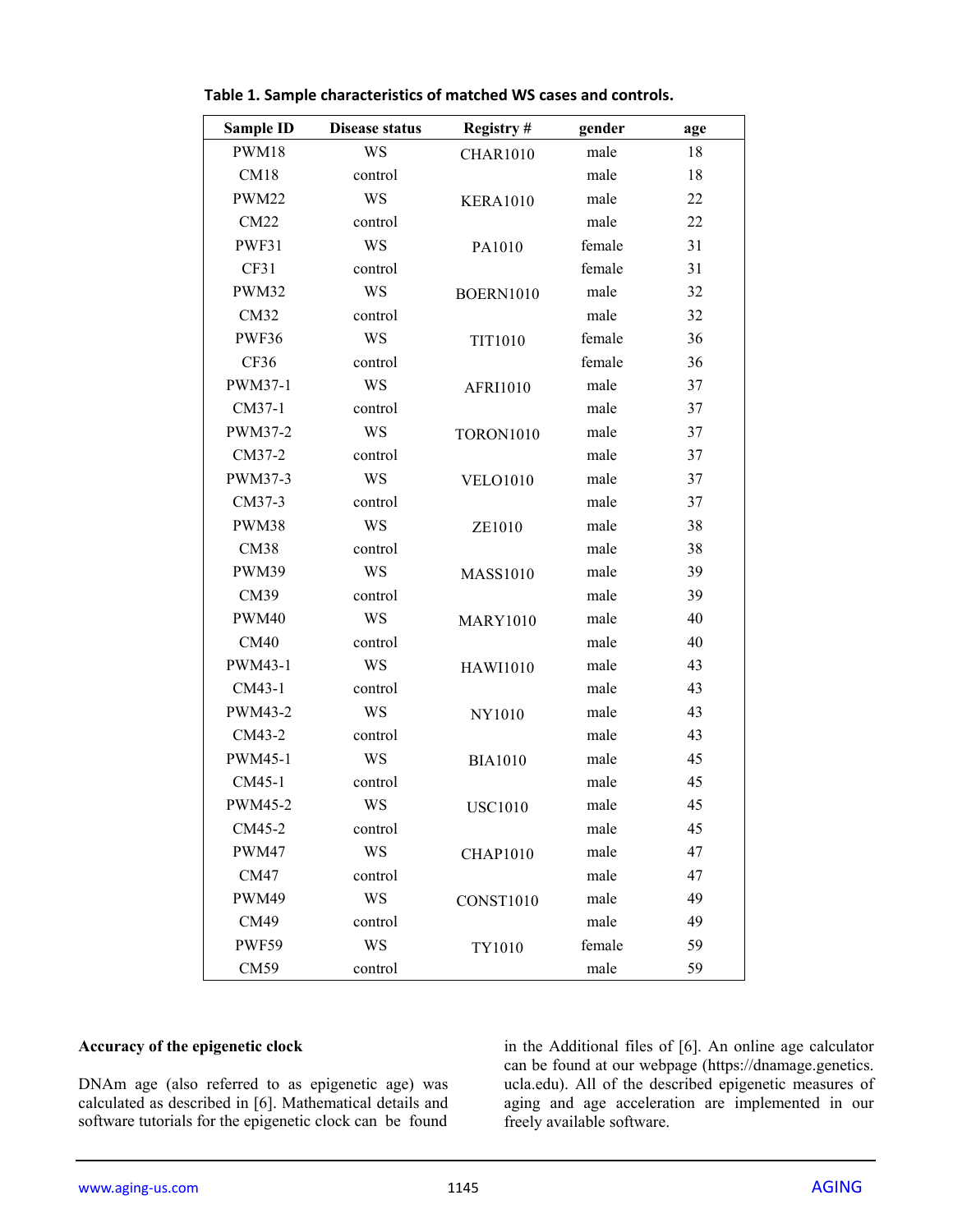**Table 1. Sample characteristics of matched WS cases and controls.**

| Sample ID | Disease status | Registry # | gender | age |
|---|---|---|---|---|
| PWM18 | WS | CHAR1010 | male | 18 |
| CM18 | control | | male | 18 |
| PWM22 | WS | KERA1010 | male | 22 |
| CM22 | control | | male | 22 |
| PWF31 | WS | PA1010 | female | 31 |
| CF31 | control | | female | 31 |
| PWM32 | WS | BOERN1010 | male | 32 |
| CM32 | control | | male | 32 |
| PWF36 | WS | TIT1010 | female | 36 |
| CF36 | control | | female | 36 |
| PWM37-1 | WS | AFRI1010 | male | 37 |
| CM37-1 | control | | male | 37 |
| PWM37-2 | WS | TORON1010 | male | 37 |
| CM37-2 | control | | male | 37 |
| PWM37-3 | WS | VELO1010 | male | 37 |
| CM37-3 | control | | male | 37 |
| PWM38 | WS | ZE1010 | male | 38 |
| CM38 | control | | male | 38 |
| PWM39 | WS | MASS1010 | male | 39 |
| CM39 | control | | male | 39 |
| PWM40 | WS | MARY1010 | male | 40 |
| CM40 | control | | male | 40 |
| PWM43-1 | WS | HAWI1010 | male | 43 |
| CM43-1 | control | | male | 43 |
| PWM43-2 | WS | NY1010 | male | 43 |
| CM43-2 | control | | male | 43 |
| PWM45-1 | WS | BIA1010 | male | 45 |
| CM45-1 | control | | male | 45 |
| PWM45-2 | WS | USC1010 | male | 45 |
| CM45-2 | control | | male | 45 |
| PWM47 | WS | CHAP1010 | male | 47 |
| CM47 | control | | male | 47 |
| PWM49 | WS | CONST1010 | male | 49 |
| CM49 | control | | male | 49 |
| PWF59 | WS | TY1010 | female | 59 |
| CM59 | control | | male | 59 |

### Accuracy of the epigenetic clock

DNAm age (also referred to as epigenetic age) was calculated as described in [6]. Mathematical details and software tutorials for the epigenetic clock can be found in the Additional files of [6]. An online age calculator can be found at our webpage (https://dnamage.genetics.ucla.edu). All of the described epigenetic measures of aging and age acceleration are implemented in our freely available software.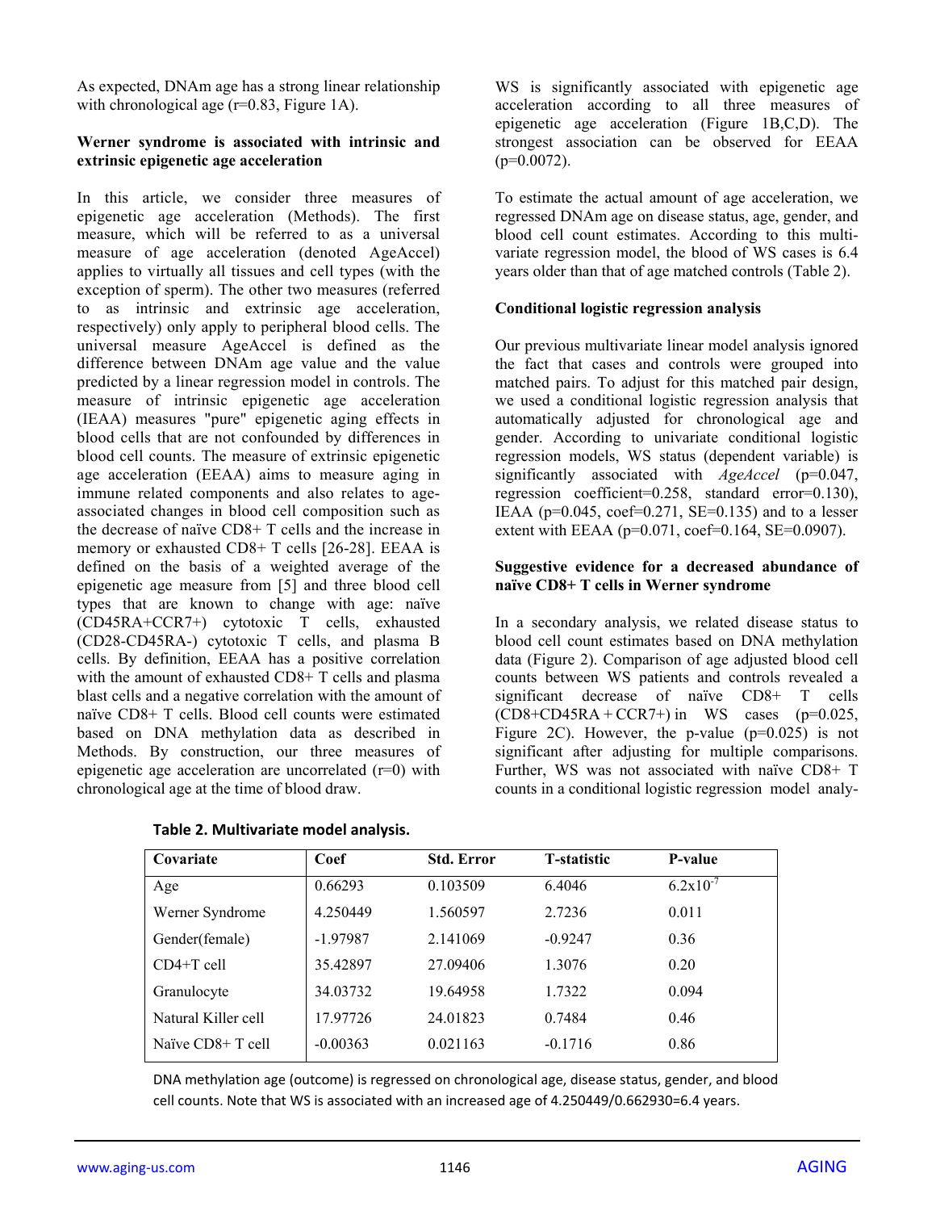As expected, DNAm age has a strong linear relationship with chronological age (r=0.83, Figure 1A).

**Werner syndrome is associated with intrinsic and extrinsic epigenetic age acceleration**

In this article, we consider three measures of epigenetic age acceleration (Methods). The first measure, which will be referred to as a universal measure of age acceleration (denoted AgeAccel) applies to virtually all tissues and cell types (with the exception of sperm). The other two measures (referred to as intrinsic and extrinsic age acceleration, respectively) only apply to peripheral blood cells. The universal measure AgeAccel is defined as the difference between DNAm age value and the value predicted by a linear regression model in controls. The measure of intrinsic epigenetic age acceleration (IEAA) measures "pure" epigenetic aging effects in blood cells that are not confounded by differences in blood cell counts. The measure of extrinsic epigenetic age acceleration (EEAA) aims to measure aging in immune related components and also relates to age-associated changes in blood cell composition such as the decrease of naïve CD8+ T cells and the increase in memory or exhausted CD8+ T cells [26-28]. EEAA is defined on the basis of a weighted average of the epigenetic age measure from [5] and three blood cell types that are known to change with age: naïve (CD45RA+CCR7+) cytotoxic T cells, exhausted (CD28-CD45RA-) cytotoxic T cells, and plasma B cells. By definition, EEAA has a positive correlation with the amount of exhausted CD8+ T cells and plasma blast cells and a negative correlation with the amount of naïve CD8+ T cells. Blood cell counts were estimated based on DNA methylation data as described in Methods. By construction, our three measures of epigenetic age acceleration are uncorrelated (r=0) with chronological age at the time of blood draw.

WS is significantly associated with epigenetic age acceleration according to all three measures of epigenetic age acceleration (Figure 1B,C,D). The strongest association can be observed for EEAA (p=0.0072).

To estimate the actual amount of age acceleration, we regressed DNAm age on disease status, age, gender, and blood cell count estimates. According to this multivariate regression model, the blood of WS cases is 6.4 years older than that of age matched controls (Table 2).

**Conditional logistic regression analysis**

Our previous multivariate linear model analysis ignored the fact that cases and controls were grouped into matched pairs. To adjust for this matched pair design, we used a conditional logistic regression analysis that automatically adjusted for chronological age and gender. According to univariate conditional logistic regression models, WS status (dependent variable) is significantly associated with *AgeAccel* (p=0.047, regression coefficient=0.258, standard error=0.130), IEAA (p=0.045, coef=0.271, SE=0.135) and to a lesser extent with EEAA (p=0.071, coef=0.164, SE=0.0907).

**Suggestive evidence for a decreased abundance of naïve CD8+ T cells in Werner syndrome**

In a secondary analysis, we related disease status to blood cell count estimates based on DNA methylation data (Figure 2). Comparison of age adjusted blood cell counts between WS patients and controls revealed a significant decrease of naïve CD8+ T cells (CD8+CD45RA + CCR7+) in WS cases (p=0.025, Figure 2C). However, the p-value (p=0.025) is not significant after adjusting for multiple comparisons. Further, WS was not associated with naïve CD8+ T counts in a conditional logistic regression model analy-

**Table 2. Multivariate model analysis.**

| Covariate | Coef | Std. Error | T-statistic | P-value |
|---|---|---|---|---|
| Age | 0.66293 | 0.103509 | 6.4046 | $6.2\times10^{-7}$ |
| Werner Syndrome | 4.250449 | 1.560597 | 2.7236 | 0.011 |
| Gender(female) | -1.97987 | 2.141069 | -0.9247 | 0.36 |
| CD4+T cell | 35.42897 | 27.09406 | 1.3076 | 0.20 |
| Granulocyte | 34.03732 | 19.64958 | 1.7322 | 0.094 |
| Natural Killer cell | 17.97726 | 24.01823 | 0.7484 | 0.46 |
| Naïve CD8+ T cell | -0.00363 | 0.021163 | -0.1716 | 0.86 |

DNA methylation age (outcome) is regressed on chronological age, disease status, gender, and blood cell counts. Note that WS is associated with an increased age of 4.250449/0.662930=6.4 years.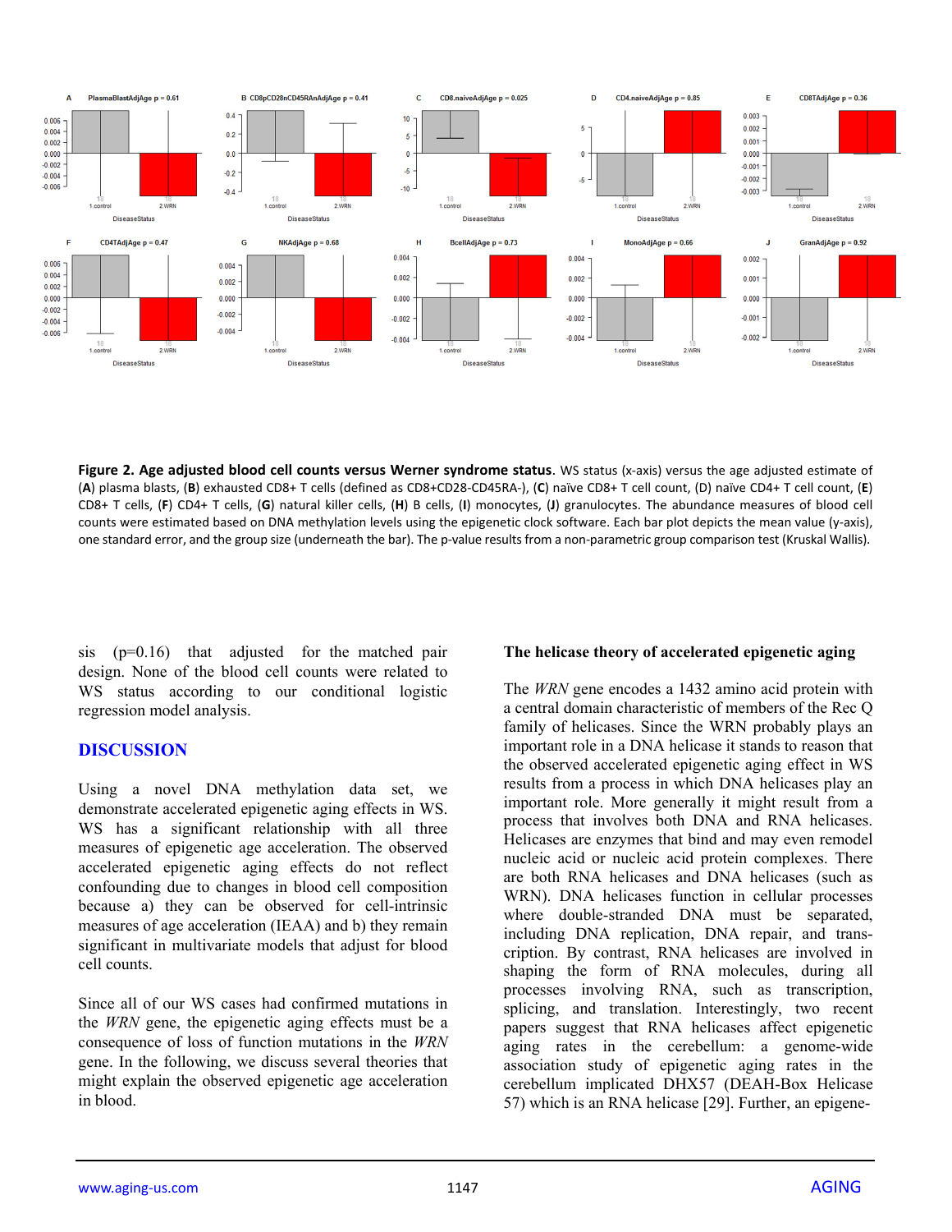**Figure 2. Age adjusted blood cell counts versus Werner syndrome status.** WS status (x-axis) versus the age adjusted estimate of (**A**) plasma blasts, (**B**) exhausted CD8+ T cells (defined as CD8+CD28-CD45RA-), (**C**) naïve CD8+ T cell count, (D) naïve CD4+ T cell count, (**E**) CD8+ T cells, (**F**) CD4+ T cells, (**G**) natural killer cells, (**H**) B cells, (**I**) monocytes, (**J**) granulocytes. The abundance measures of blood cell counts were estimated based on DNA methylation levels using the epigenetic clock software. Each bar plot depicts the mean value (y-axis), one standard error, and the group size (underneath the bar). The p-value results from a non-parametric group comparison test (Kruskal Wallis).

sis (p=0.16) that adjusted for the matched pair design. None of the blood cell counts were related to WS status according to our conditional logistic regression model analysis.

## DISCUSSION

Using a novel DNA methylation data set, we demonstrate accelerated epigenetic aging effects in WS. WS has a significant relationship with all three measures of epigenetic age acceleration. The observed accelerated epigenetic aging effects do not reflect confounding due to changes in blood cell composition because a) they can be observed for cell-intrinsic measures of age acceleration (IEAA) and b) they remain significant in multivariate models that adjust for blood cell counts.

Since all of our WS cases had confirmed mutations in the *WRN* gene, the epigenetic aging effects must be a consequence of loss of function mutations in the *WRN* gene. In the following, we discuss several theories that might explain the observed epigenetic age acceleration in blood.

### The helicase theory of accelerated epigenetic aging

The *WRN* gene encodes a 1432 amino acid protein with a central domain characteristic of members of the Rec Q family of helicases. Since the WRN probably plays an important role in a DNA helicase it stands to reason that the observed accelerated epigenetic aging effect in WS results from a process in which DNA helicases play an important role. More generally it might result from a process that involves both DNA and RNA helicases. Helicases are enzymes that bind and may even remodel nucleic acid or nucleic acid protein complexes. There are both RNA helicases and DNA helicases (such as WRN). DNA helicases function in cellular processes where double-stranded DNA must be separated, including DNA replication, DNA repair, and transcription. By contrast, RNA helicases are involved in shaping the form of RNA molecules, during all processes involving RNA, such as transcription, splicing, and translation. Interestingly, two recent papers suggest that RNA helicases affect epigenetic aging rates in the cerebellum: a genome-wide association study of epigenetic aging rates in the cerebellum implicated DHX57 (DEAH-Box Helicase 57) which is an RNA helicase [29]. Further, an epigene-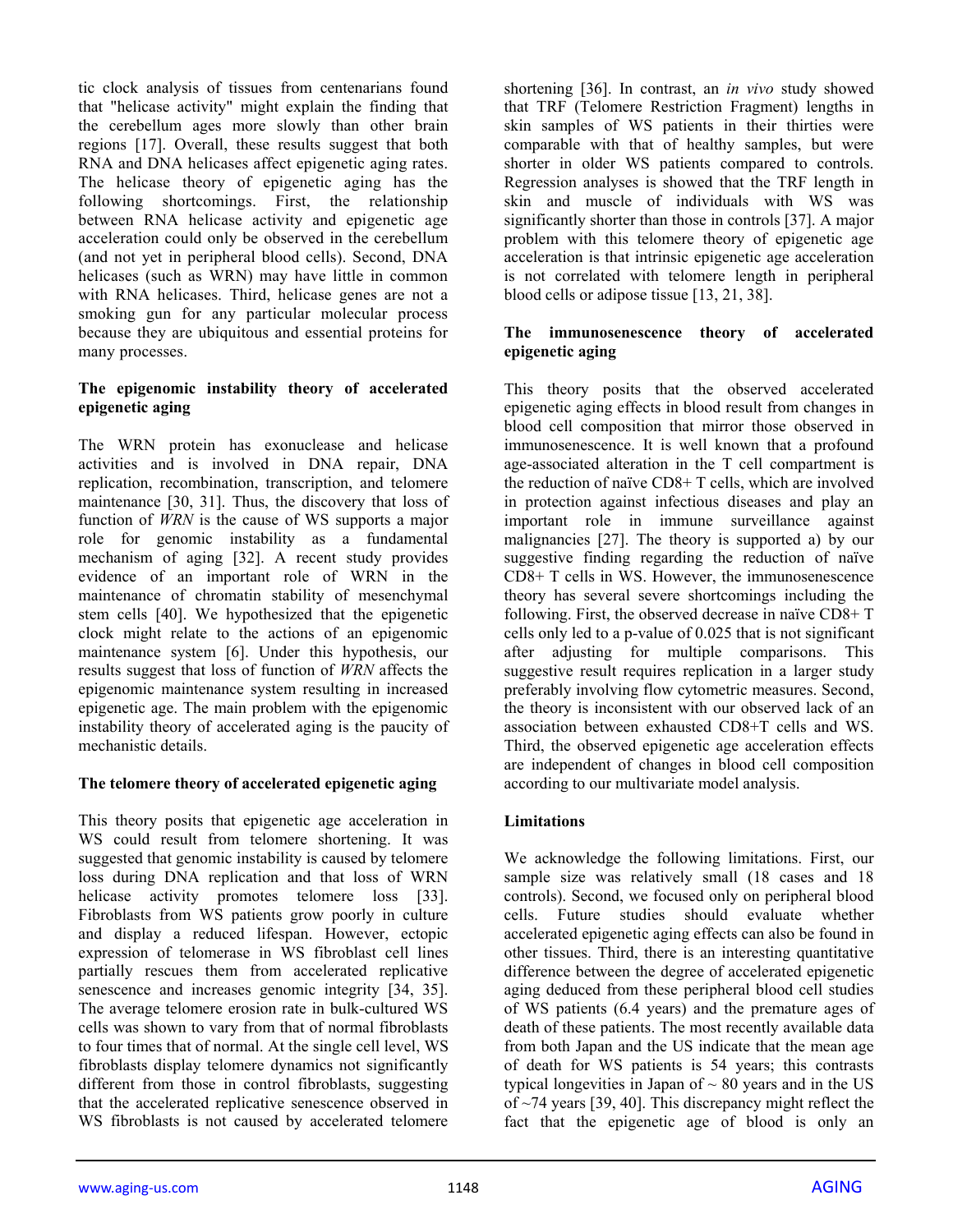tic clock analysis of tissues from centenarians found that "helicase activity" might explain the finding that the cerebellum ages more slowly than other brain regions [17]. Overall, these results suggest that both RNA and DNA helicases affect epigenetic aging rates. The helicase theory of epigenetic aging has the following shortcomings. First, the relationship between RNA helicase activity and epigenetic age acceleration could only be observed in the cerebellum (and not yet in peripheral blood cells). Second, DNA helicases (such as WRN) may have little in common with RNA helicases. Third, helicase genes are not a smoking gun for any particular molecular process because they are ubiquitous and essential proteins for many processes.

**The epigenomic instability theory of accelerated epigenetic aging**

The WRN protein has exonuclease and helicase activities and is involved in DNA repair, DNA replication, recombination, transcription, and telomere maintenance [30, 31]. Thus, the discovery that loss of function of *WRN* is the cause of WS supports a major role for genomic instability as a fundamental mechanism of aging [32]. A recent study provides evidence of an important role of WRN in the maintenance of chromatin stability of mesenchymal stem cells [40]. We hypothesized that the epigenetic clock might relate to the actions of an epigenomic maintenance system [6]. Under this hypothesis, our results suggest that loss of function of *WRN* affects the epigenomic maintenance system resulting in increased epigenetic age. The main problem with the epigenomic instability theory of accelerated aging is the paucity of mechanistic details.

**The telomere theory of accelerated epigenetic aging**

This theory posits that epigenetic age acceleration in WS could result from telomere shortening. It was suggested that genomic instability is caused by telomere loss during DNA replication and that loss of WRN helicase activity promotes telomere loss [33]. Fibroblasts from WS patients grow poorly in culture and display a reduced lifespan. However, ectopic expression of telomerase in WS fibroblast cell lines partially rescues them from accelerated replicative senescence and increases genomic integrity [34, 35]. The average telomere erosion rate in bulk-cultured WS cells was shown to vary from that of normal fibroblasts to four times that of normal. At the single cell level, WS fibroblasts display telomere dynamics not significantly different from those in control fibroblasts, suggesting that the accelerated replicative senescence observed in WS fibroblasts is not caused by accelerated telomere shortening [36]. In contrast, an *in vivo* study showed that TRF (Telomere Restriction Fragment) lengths in skin samples of WS patients in their thirties were comparable with that of healthy samples, but were shorter in older WS patients compared to controls. Regression analyses is showed that the TRF length in skin and muscle of individuals with WS was significantly shorter than those in controls [37]. A major problem with this telomere theory of epigenetic age acceleration is that intrinsic epigenetic age acceleration is not correlated with telomere length in peripheral blood cells or adipose tissue [13, 21, 38].

**The immunosenescence theory of accelerated epigenetic aging**

This theory posits that the observed accelerated epigenetic aging effects in blood result from changes in blood cell composition that mirror those observed in immunosenescence. It is well known that a profound age-associated alteration in the T cell compartment is the reduction of naïve CD8+ T cells, which are involved in protection against infectious diseases and play an important role in immune surveillance against malignancies [27]. The theory is supported a) by our suggestive finding regarding the reduction of naïve CD8+ T cells in WS. However, the immunosenescence theory has several severe shortcomings including the following. First, the observed decrease in naïve CD8+ T cells only led to a p-value of 0.025 that is not significant after adjusting for multiple comparisons. This suggestive result requires replication in a larger study preferably involving flow cytometric measures. Second, the theory is inconsistent with our observed lack of an association between exhausted CD8+T cells and WS. Third, the observed epigenetic age acceleration effects are independent of changes in blood cell composition according to our multivariate model analysis.

**Limitations**

We acknowledge the following limitations. First, our sample size was relatively small (18 cases and 18 controls). Second, we focused only on peripheral blood cells. Future studies should evaluate whether accelerated epigenetic aging effects can also be found in other tissues. Third, there is an interesting quantitative difference between the degree of accelerated epigenetic aging deduced from these peripheral blood cell studies of WS patients (6.4 years) and the premature ages of death of these patients. The most recently available data from both Japan and the US indicate that the mean age of death for WS patients is 54 years; this contrasts typical longevities in Japan of ~ 80 years and in the US of ~74 years [39, 40]. This discrepancy might reflect the fact that the epigenetic age of blood is only an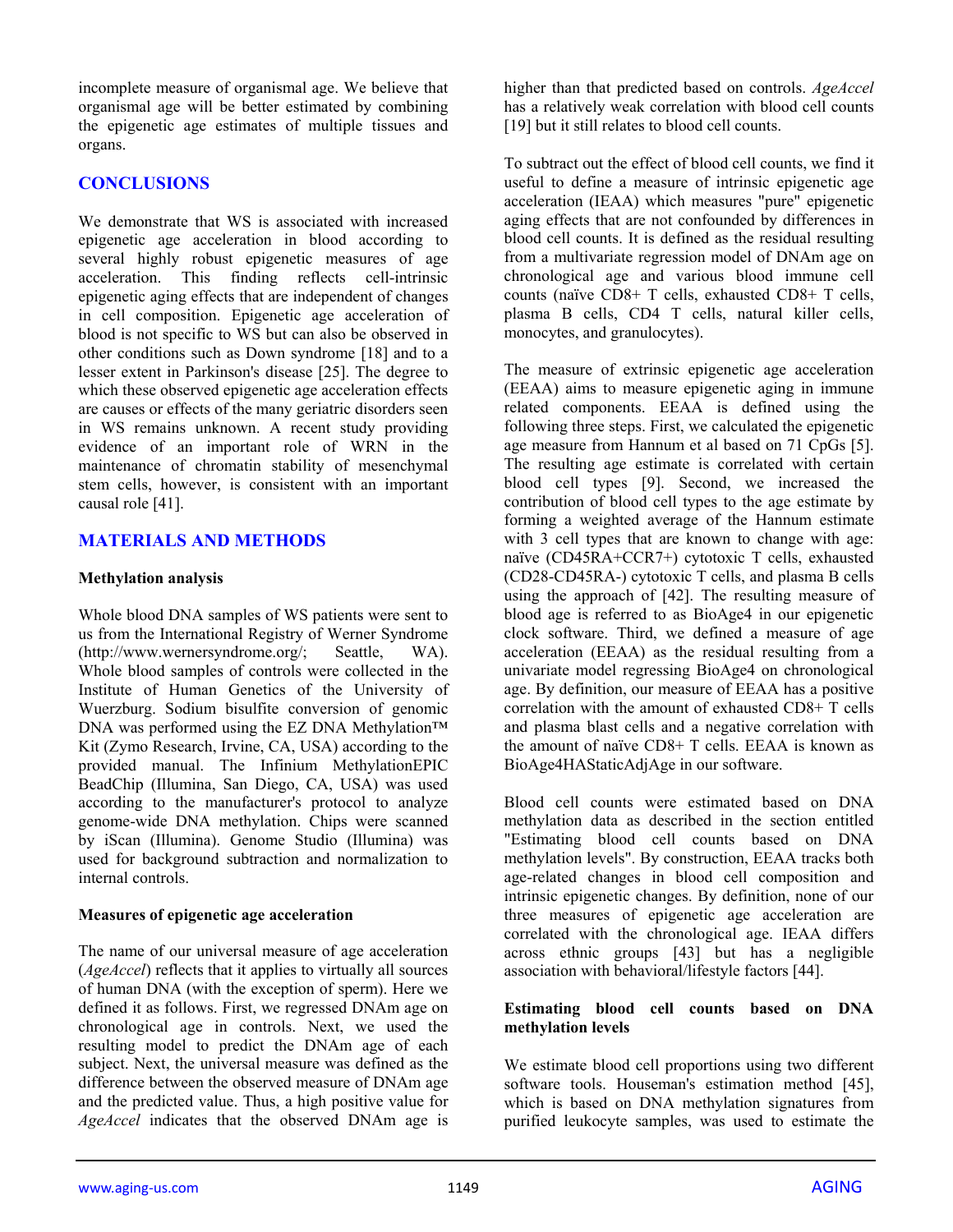incomplete measure of organismal age. We believe that organismal age will be better estimated by combining the epigenetic age estimates of multiple tissues and organs.

## CONCLUSIONS

We demonstrate that WS is associated with increased epigenetic age acceleration in blood according to several highly robust epigenetic measures of age acceleration. This finding reflects cell-intrinsic epigenetic aging effects that are independent of changes in cell composition. Epigenetic age acceleration of blood is not specific to WS but can also be observed in other conditions such as Down syndrome [18] and to a lesser extent in Parkinson's disease [25]. The degree to which these observed epigenetic age acceleration effects are causes or effects of the many geriatric disorders seen in WS remains unknown. A recent study providing evidence of an important role of WRN in the maintenance of chromatin stability of mesenchymal stem cells, however, is consistent with an important causal role [41].

## MATERIALS AND METHODS

### Methylation analysis

Whole blood DNA samples of WS patients were sent to us from the International Registry of Werner Syndrome (http://www.wernersyndrome.org/; Seattle, WA). Whole blood samples of controls were collected in the Institute of Human Genetics of the University of Wuerzburg. Sodium bisulfite conversion of genomic DNA was performed using the EZ DNA Methylation™ Kit (Zymo Research, Irvine, CA, USA) according to the provided manual. The Infinium MethylationEPIC BeadChip (Illumina, San Diego, CA, USA) was used according to the manufacturer's protocol to analyze genome-wide DNA methylation. Chips were scanned by iScan (Illumina). Genome Studio (Illumina) was used for background subtraction and normalization to internal controls.

### Measures of epigenetic age acceleration

The name of our universal measure of age acceleration (*AgeAccel*) reflects that it applies to virtually all sources of human DNA (with the exception of sperm). Here we defined it as follows. First, we regressed DNAm age on chronological age in controls. Next, we used the resulting model to predict the DNAm age of each subject. Next, the universal measure was defined as the difference between the observed measure of DNAm age and the predicted value. Thus, a high positive value for *AgeAccel* indicates that the observed DNAm age is higher than that predicted based on controls. *AgeAccel* has a relatively weak correlation with blood cell counts [19] but it still relates to blood cell counts.

To subtract out the effect of blood cell counts, we find it useful to define a measure of intrinsic epigenetic age acceleration (IEAA) which measures "pure" epigenetic aging effects that are not confounded by differences in blood cell counts. It is defined as the residual resulting from a multivariate regression model of DNAm age on chronological age and various blood immune cell counts (naïve CD8+ T cells, exhausted CD8+ T cells, plasma B cells, CD4 T cells, natural killer cells, monocytes, and granulocytes).

The measure of extrinsic epigenetic age acceleration (EEAA) aims to measure epigenetic aging in immune related components. EEAA is defined using the following three steps. First, we calculated the epigenetic age measure from Hannum et al based on 71 CpGs [5]. The resulting age estimate is correlated with certain blood cell types [9]. Second, we increased the contribution of blood cell types to the age estimate by forming a weighted average of the Hannum estimate with 3 cell types that are known to change with age: naïve (CD45RA+CCR7+) cytotoxic T cells, exhausted (CD28-CD45RA-) cytotoxic T cells, and plasma B cells using the approach of [42]. The resulting measure of blood age is referred to as BioAge4 in our epigenetic clock software. Third, we defined a measure of age acceleration (EEAA) as the residual resulting from a univariate model regressing BioAge4 on chronological age. By definition, our measure of EEAA has a positive correlation with the amount of exhausted CD8+ T cells and plasma blast cells and a negative correlation with the amount of naïve CD8+ T cells. EEAA is known as BioAge4HAStaticAdjAge in our software.

Blood cell counts were estimated based on DNA methylation data as described in the section entitled "Estimating blood cell counts based on DNA methylation levels". By construction, EEAA tracks both age-related changes in blood cell composition and intrinsic epigenetic changes. By definition, none of our three measures of epigenetic age acceleration are correlated with the chronological age. IEAA differs across ethnic groups [43] but has a negligible association with behavioral/lifestyle factors [44].

### Estimating blood cell counts based on DNA methylation levels

We estimate blood cell proportions using two different software tools. Houseman's estimation method [45], which is based on DNA methylation signatures from purified leukocyte samples, was used to estimate the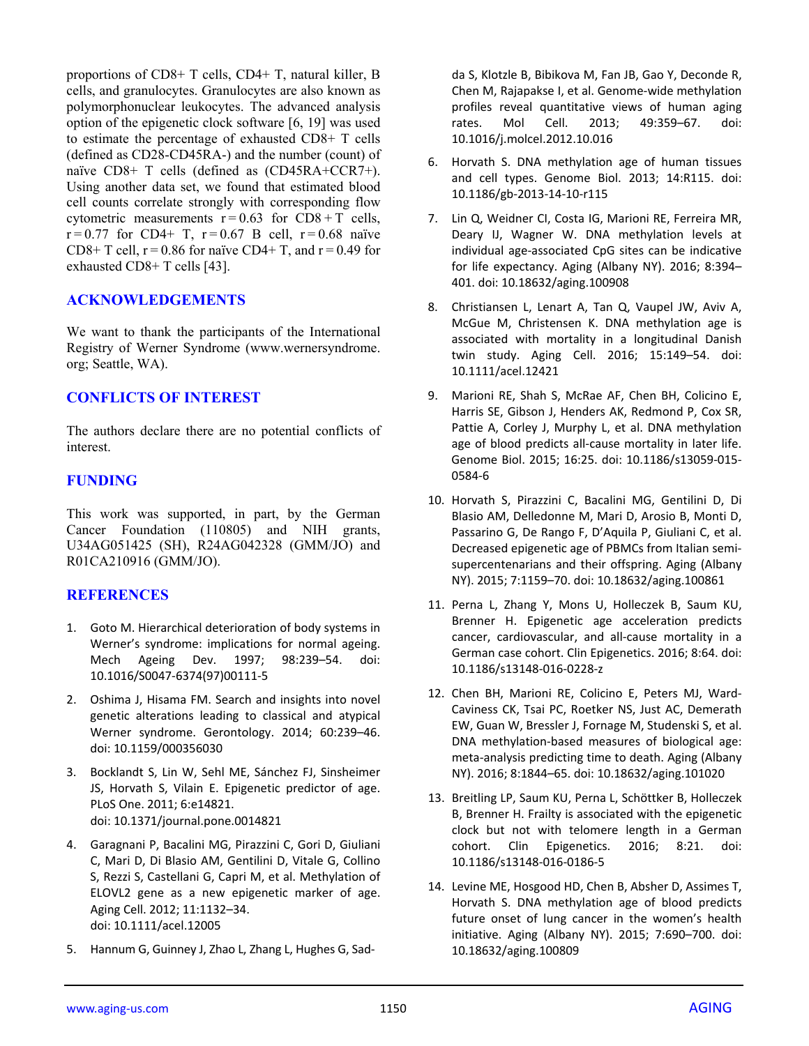proportions of CD8+ T cells, CD4+ T, natural killer, B cells, and granulocytes. Granulocytes are also known as polymorphonuclear leukocytes. The advanced analysis option of the epigenetic clock software [6, 19] was used to estimate the percentage of exhausted CD8+ T cells (defined as CD28-CD45RA-) and the number (count) of naïve CD8+ T cells (defined as (CD45RA+CCR7+). Using another data set, we found that estimated blood cell counts correlate strongly with corresponding flow cytometric measurements r = 0.63 for CD8 + T cells, r = 0.77 for CD4+ T, r = 0.67 B cell, r = 0.68 naïve CD8+ T cell, r = 0.86 for naïve CD4+ T, and r = 0.49 for exhausted CD8+ T cells [43].

## ACKNOWLEDGEMENTS

We want to thank the participants of the International Registry of Werner Syndrome (www.wernersyndrome.org; Seattle, WA).

## CONFLICTS OF INTEREST

The authors declare there are no potential conflicts of interest.

## FUNDING

This work was supported, in part, by the German Cancer Foundation (110805) and NIH grants, U34AG051425 (SH), R24AG042328 (GMM/JO) and R01CA210916 (GMM/JO).

## REFERENCES

1. Goto M. Hierarchical deterioration of body systems in Werner's syndrome: implications for normal ageing. Mech Ageing Dev. 1997; 98:239–54. doi: 10.1016/S0047-6374(97)00111-5
2. Oshima J, Hisama FM. Search and insights into novel genetic alterations leading to classical and atypical Werner syndrome. Gerontology. 2014; 60:239–46. doi: 10.1159/000356030
3. Bocklandt S, Lin W, Sehl ME, Sánchez FJ, Sinsheimer JS, Horvath S, Vilain E. Epigenetic predictor of age. PLoS One. 2011; 6:e14821. doi: 10.1371/journal.pone.0014821
4. Garagnani P, Bacalini MG, Pirazzini C, Gori D, Giuliani C, Mari D, Di Blasio AM, Gentilini D, Vitale G, Collino S, Rezzi S, Castellani G, Capri M, et al. Methylation of ELOVL2 gene as a new epigenetic marker of age. Aging Cell. 2012; 11:1132–34. doi: 10.1111/acel.12005
5. Hannum G, Guinney J, Zhao L, Zhang L, Hughes G, Sadda S, Klotzle B, Bibikova M, Fan JB, Gao Y, Deconde R, Chen M, Rajapakse I, et al. Genome-wide methylation profiles reveal quantitative views of human aging rates. Mol Cell. 2013; 49:359–67. doi: 10.1016/j.molcel.2012.10.016
6. Horvath S. DNA methylation age of human tissues and cell types. Genome Biol. 2013; 14:R115. doi: 10.1186/gb-2013-14-10-r115
7. Lin Q, Weidner CI, Costa IG, Marioni RE, Ferreira MR, Deary IJ, Wagner W. DNA methylation levels at individual age-associated CpG sites can be indicative for life expectancy. Aging (Albany NY). 2016; 8:394–401. doi: 10.18632/aging.100908
8. Christiansen L, Lenart A, Tan Q, Vaupel JW, Aviv A, McGue M, Christensen K. DNA methylation age is associated with mortality in a longitudinal Danish twin study. Aging Cell. 2016; 15:149–54. doi: 10.1111/acel.12421
9. Marioni RE, Shah S, McRae AF, Chen BH, Colicino E, Harris SE, Gibson J, Henders AK, Redmond P, Cox SR, Pattie A, Corley J, Murphy L, et al. DNA methylation age of blood predicts all-cause mortality in later life. Genome Biol. 2015; 16:25. doi: 10.1186/s13059-015-0584-6
10. Horvath S, Pirazzini C, Bacalini MG, Gentilini D, Di Blasio AM, Delledonne M, Mari D, Arosio B, Monti D, Passarino G, De Rango F, D'Aquila P, Giuliani C, et al. Decreased epigenetic age of PBMCs from Italian semi-supercentenarians and their offspring. Aging (Albany NY). 2015; 7:1159–70. doi: 10.18632/aging.100861
11. Perna L, Zhang Y, Mons U, Holleczek B, Saum KU, Brenner H. Epigenetic age acceleration predicts cancer, cardiovascular, and all-cause mortality in a German case cohort. Clin Epigenetics. 2016; 8:64. doi: 10.1186/s13148-016-0228-z
12. Chen BH, Marioni RE, Colicino E, Peters MJ, Ward-Caviness CK, Tsai PC, Roetker NS, Just AC, Demerath EW, Guan W, Bressler J, Fornage M, Studenski S, et al. DNA methylation-based measures of biological age: meta-analysis predicting time to death. Aging (Albany NY). 2016; 8:1844–65. doi: 10.18632/aging.101020
13. Breitling LP, Saum KU, Perna L, Schöttker B, Holleczek B, Brenner H. Frailty is associated with the epigenetic clock but not with telomere length in a German cohort. Clin Epigenetics. 2016; 8:21. doi: 10.1186/s13148-016-0186-5
14. Levine ME, Hosgood HD, Chen B, Absher D, Assimes T, Horvath S. DNA methylation age of blood predicts future onset of lung cancer in the women's health initiative. Aging (Albany NY). 2015; 7:690–700. doi: 10.18632/aging.100809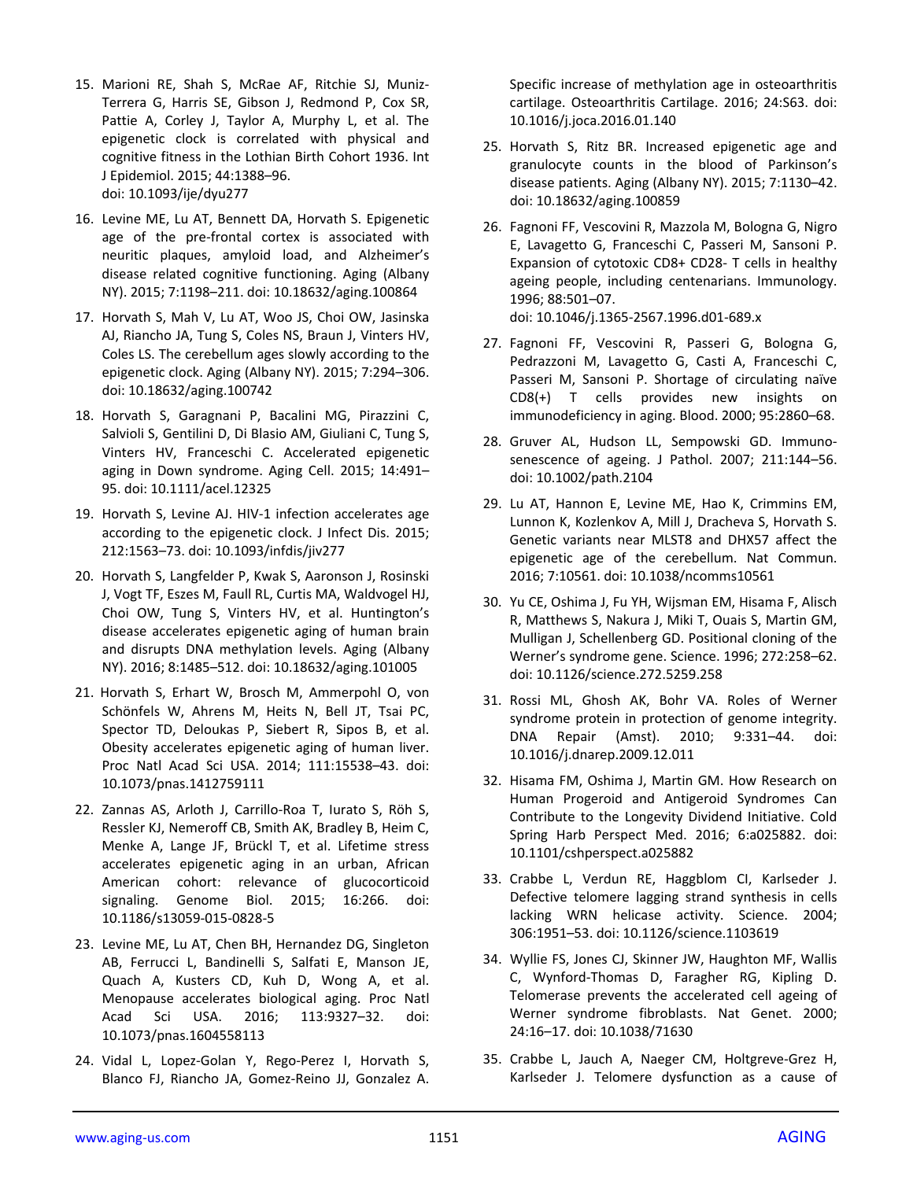15. Marioni RE, Shah S, McRae AF, Ritchie SJ, Muniz-Terrera G, Harris SE, Gibson J, Redmond P, Cox SR, Pattie A, Corley J, Taylor A, Murphy L, et al. The epigenetic clock is correlated with physical and cognitive fitness in the Lothian Birth Cohort 1936. Int J Epidemiol. 2015; 44:1388–96. doi: 10.1093/ije/dyu277

16. Levine ME, Lu AT, Bennett DA, Horvath S. Epigenetic age of the pre-frontal cortex is associated with neuritic plaques, amyloid load, and Alzheimer's disease related cognitive functioning. Aging (Albany NY). 2015; 7:1198–211. doi: 10.18632/aging.100864

17. Horvath S, Mah V, Lu AT, Woo JS, Choi OW, Jasinska AJ, Riancho JA, Tung S, Coles NS, Braun J, Vinters HV, Coles LS. The cerebellum ages slowly according to the epigenetic clock. Aging (Albany NY). 2015; 7:294–306. doi: 10.18632/aging.100742

18. Horvath S, Garagnani P, Bacalini MG, Pirazzini C, Salvioli S, Gentilini D, Di Blasio AM, Giuliani C, Tung S, Vinters HV, Franceschi C. Accelerated epigenetic aging in Down syndrome. Aging Cell. 2015; 14:491–95. doi: 10.1111/acel.12325

19. Horvath S, Levine AJ. HIV-1 infection accelerates age according to the epigenetic clock. J Infect Dis. 2015; 212:1563–73. doi: 10.1093/infdis/jiv277

20. Horvath S, Langfelder P, Kwak S, Aaronson J, Rosinski J, Vogt TF, Eszes M, Faull RL, Curtis MA, Waldvogel HJ, Choi OW, Tung S, Vinters HV, et al. Huntington's disease accelerates epigenetic aging of human brain and disrupts DNA methylation levels. Aging (Albany NY). 2016; 8:1485–512. doi: 10.18632/aging.101005

21. Horvath S, Erhart W, Brosch M, Ammerpohl O, von Schönfels W, Ahrens M, Heits N, Bell JT, Tsai PC, Spector TD, Deloukas P, Siebert R, Sipos B, et al. Obesity accelerates epigenetic aging of human liver. Proc Natl Acad Sci USA. 2014; 111:15538–43. doi: 10.1073/pnas.1412759111

22. Zannas AS, Arloth J, Carrillo-Roa T, Iurato S, Röh S, Ressler KJ, Nemeroff CB, Smith AK, Bradley B, Heim C, Menke A, Lange JF, Brückl T, et al. Lifetime stress accelerates epigenetic aging in an urban, African American cohort: relevance of glucocorticoid signaling. Genome Biol. 2015; 16:266. doi: 10.1186/s13059-015-0828-5

23. Levine ME, Lu AT, Chen BH, Hernandez DG, Singleton AB, Ferrucci L, Bandinelli S, Salfati E, Manson JE, Quach A, Kusters CD, Kuh D, Wong A, et al. Menopause accelerates biological aging. Proc Natl Acad Sci USA. 2016; 113:9327–32. doi: 10.1073/pnas.1604558113

24. Vidal L, Lopez-Golan Y, Rego-Perez I, Horvath S, Blanco FJ, Riancho JA, Gomez-Reino JJ, Gonzalez A. Specific increase of methylation age in osteoarthritis cartilage. Osteoarthritis Cartilage. 2016; 24:S63. doi: 10.1016/j.joca.2016.01.140

25. Horvath S, Ritz BR. Increased epigenetic age and granulocyte counts in the blood of Parkinson's disease patients. Aging (Albany NY). 2015; 7:1130–42. doi: 10.18632/aging.100859

26. Fagnoni FF, Vescovini R, Mazzola M, Bologna G, Nigro E, Lavagetto G, Franceschi C, Passeri M, Sansoni P. Expansion of cytotoxic CD8+ CD28- T cells in healthy ageing people, including centenarians. Immunology. 1996; 88:501–07. doi: 10.1046/j.1365-2567.1996.d01-689.x

27. Fagnoni FF, Vescovini R, Passeri G, Bologna G, Pedrazzoni M, Lavagetto G, Casti A, Franceschi C, Passeri M, Sansoni P. Shortage of circulating naïve CD8(+) T cells provides new insights on immunodeficiency in aging. Blood. 2000; 95:2860–68.

28. Gruver AL, Hudson LL, Sempowski GD. Immunosenescence of ageing. J Pathol. 2007; 211:144–56. doi: 10.1002/path.2104

29. Lu AT, Hannon E, Levine ME, Hao K, Crimmins EM, Lunnon K, Kozlenkov A, Mill J, Dracheva S, Horvath S. Genetic variants near MLST8 and DHX57 affect the epigenetic age of the cerebellum. Nat Commun. 2016; 7:10561. doi: 10.1038/ncomms10561

30. Yu CE, Oshima J, Fu YH, Wijsman EM, Hisama F, Alisch R, Matthews S, Nakura J, Miki T, Ouais S, Martin GM, Mulligan J, Schellenberg GD. Positional cloning of the Werner's syndrome gene. Science. 1996; 272:258–62. doi: 10.1126/science.272.5259.258

31. Rossi ML, Ghosh AK, Bohr VA. Roles of Werner syndrome protein in protection of genome integrity. DNA Repair (Amst). 2010; 9:331–44. doi: 10.1016/j.dnarep.2009.12.011

32. Hisama FM, Oshima J, Martin GM. How Research on Human Progeroid and Antigeroid Syndromes Can Contribute to the Longevity Dividend Initiative. Cold Spring Harb Perspect Med. 2016; 6:a025882. doi: 10.1101/cshperspect.a025882

33. Crabbe L, Verdun RE, Haggblom CI, Karlseder J. Defective telomere lagging strand synthesis in cells lacking WRN helicase activity. Science. 2004; 306:1951–53. doi: 10.1126/science.1103619

34. Wyllie FS, Jones CJ, Skinner JW, Haughton MF, Wallis C, Wynford-Thomas D, Faragher RG, Kipling D. Telomerase prevents the accelerated cell ageing of Werner syndrome fibroblasts. Nat Genet. 2000; 24:16–17. doi: 10.1038/71630

35. Crabbe L, Jauch A, Naeger CM, Holtgreve-Grez H, Karlseder J. Telomere dysfunction as a cause of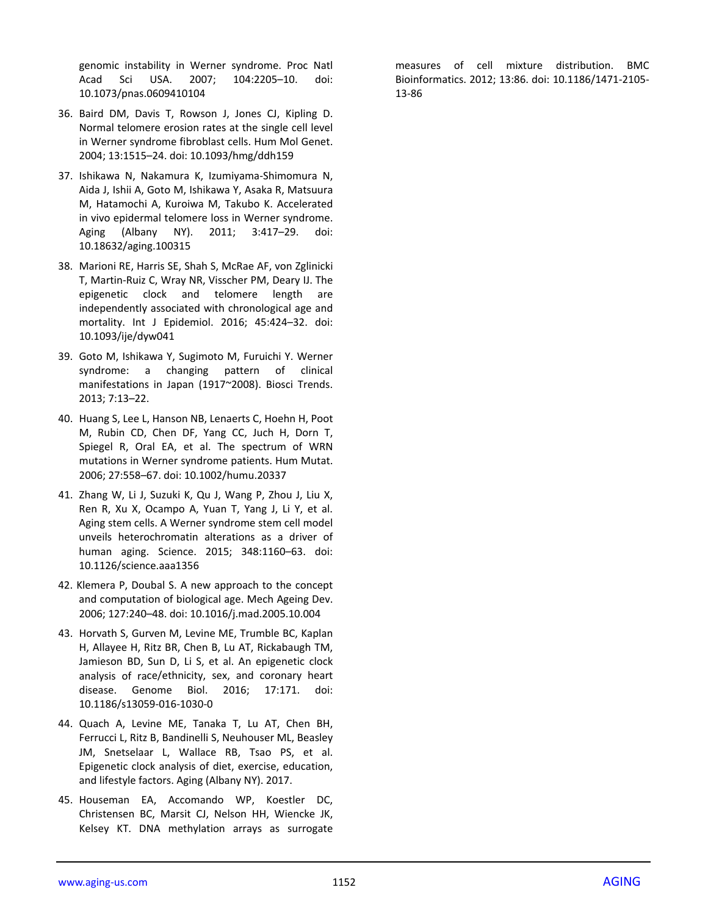genomic instability in Werner syndrome. Proc Natl Acad Sci USA. 2007; 104:2205–10. doi: 10.1073/pnas.0609410104

36. Baird DM, Davis T, Rowson J, Jones CJ, Kipling D. Normal telomere erosion rates at the single cell level in Werner syndrome fibroblast cells. Hum Mol Genet. 2004; 13:1515–24. doi: 10.1093/hmg/ddh159

37. Ishikawa N, Nakamura K, Izumiyama-Shimomura N, Aida J, Ishii A, Goto M, Ishikawa Y, Asaka R, Matsuura M, Hatamochi A, Kuroiwa M, Takubo K. Accelerated in vivo epidermal telomere loss in Werner syndrome. Aging (Albany NY). 2011; 3:417–29. doi: 10.18632/aging.100315

38. Marioni RE, Harris SE, Shah S, McRae AF, von Zglinicki T, Martin-Ruiz C, Wray NR, Visscher PM, Deary IJ. The epigenetic clock and telomere length are independently associated with chronological age and mortality. Int J Epidemiol. 2016; 45:424–32. doi: 10.1093/ije/dyw041

39. Goto M, Ishikawa Y, Sugimoto M, Furuichi Y. Werner syndrome: a changing pattern of clinical manifestations in Japan (1917~2008). Biosci Trends. 2013; 7:13–22.

40. Huang S, Lee L, Hanson NB, Lenaerts C, Hoehn H, Poot M, Rubin CD, Chen DF, Yang CC, Juch H, Dorn T, Spiegel R, Oral EA, et al. The spectrum of WRN mutations in Werner syndrome patients. Hum Mutat. 2006; 27:558–67. doi: 10.1002/humu.20337

41. Zhang W, Li J, Suzuki K, Qu J, Wang P, Zhou J, Liu X, Ren R, Xu X, Ocampo A, Yuan T, Yang J, Li Y, et al. Aging stem cells. A Werner syndrome stem cell model unveils heterochromatin alterations as a driver of human aging. Science. 2015; 348:1160–63. doi: 10.1126/science.aaa1356

42. Klemera P, Doubal S. A new approach to the concept and computation of biological age. Mech Ageing Dev. 2006; 127:240–48. doi: 10.1016/j.mad.2005.10.004

43. Horvath S, Gurven M, Levine ME, Trumble BC, Kaplan H, Allayee H, Ritz BR, Chen B, Lu AT, Rickabaugh TM, Jamieson BD, Sun D, Li S, et al. An epigenetic clock analysis of race/ethnicity, sex, and coronary heart disease. Genome Biol. 2016; 17:171. doi: 10.1186/s13059-016-1030-0

44. Quach A, Levine ME, Tanaka T, Lu AT, Chen BH, Ferrucci L, Ritz B, Bandinelli S, Neuhouser ML, Beasley JM, Snetselaar L, Wallace RB, Tsao PS, et al. Epigenetic clock analysis of diet, exercise, education, and lifestyle factors. Aging (Albany NY). 2017.

45. Houseman EA, Accomando WP, Koestler DC, Christensen BC, Marsit CJ, Nelson HH, Wiencke JK, Kelsey KT. DNA methylation arrays as surrogate measures of cell mixture distribution. BMC Bioinformatics. 2012; 13:86. doi: 10.1186/1471-2105-13-86